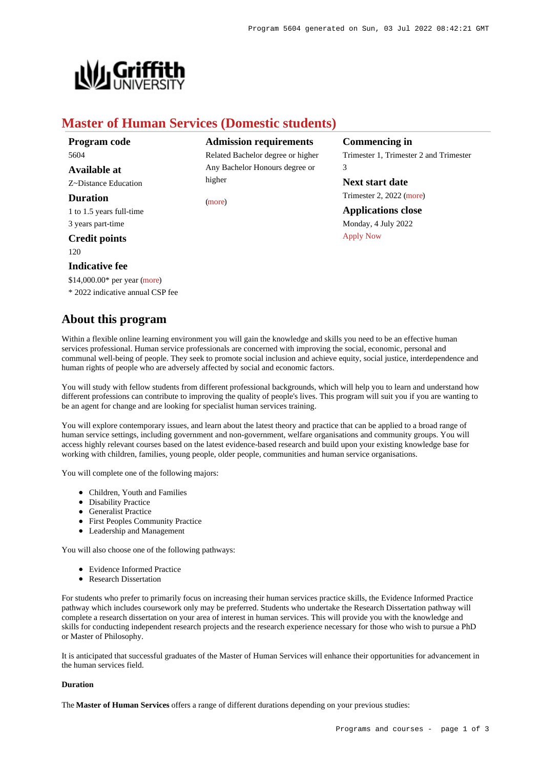# Master of Human Services (Domestic students)

**Program code**
5604

**Available at**
Z~Distance Education

**Duration**
1 to 1.5 years full-time
3 years part-time

**Credit points**
120

**Indicative fee**
$14,000.00* per year (more)
* 2022 indicative annual CSP fee

**Admission requirements**
Related Bachelor degree or higher
Any Bachelor Honours degree or higher

(more)

**Commencing in**
Trimester 1, Trimester 2 and Trimester 3

**Next start date**
Trimester 2, 2022 (more)

**Applications close**
Monday, 4 July 2022
Apply Now

## About this program

Within a flexible online learning environment you will gain the knowledge and skills you need to be an effective human services professional. Human service professionals are concerned with improving the social, economic, personal and communal well-being of people. They seek to promote social inclusion and achieve equity, social justice, interdependence and human rights of people who are adversely affected by social and economic factors.

You will study with fellow students from different professional backgrounds, which will help you to learn and understand how different professions can contribute to improving the quality of people's lives. This program will suit you if you are wanting to be an agent for change and are looking for specialist human services training.

You will explore contemporary issues, and learn about the latest theory and practice that can be applied to a broad range of human service settings, including government and non-government, welfare organisations and community groups. You will access highly relevant courses based on the latest evidence-based research and build upon your existing knowledge base for working with children, families, young people, older people, communities and human service organisations.

You will complete one of the following majors:

- Children, Youth and Families
- Disability Practice
- Generalist Practice
- First Peoples Community Practice
- Leadership and Management

You will also choose one of the following pathways:

- Evidence Informed Practice
- Research Dissertation

For students who prefer to primarily focus on increasing their human services practice skills, the Evidence Informed Practice pathway which includes coursework only may be preferred. Students who undertake the Research Dissertation pathway will complete a research dissertation on your area of interest in human services. This will provide you with the knowledge and skills for conducting independent research projects and the research experience necessary for those who wish to pursue a PhD or Master of Philosophy.

It is anticipated that successful graduates of the Master of Human Services will enhance their opportunities for advancement in the human services field.

#### Duration

The **Master of Human Services** offers a range of different durations depending on your previous studies: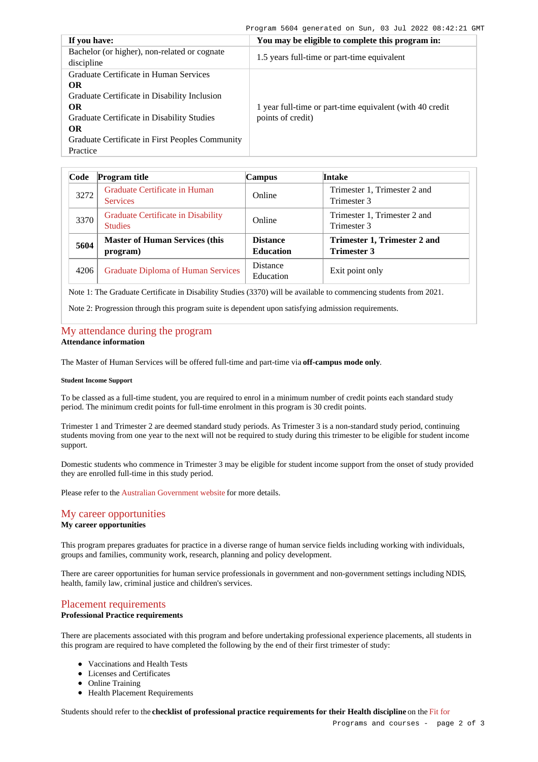| If you have: | You may be eligible to complete this program in: |
|---|---|
| Bachelor (or higher), non-related or cognate discipline | 1.5 years full-time or part-time equivalent |
| Graduate Certificate in Human Services **OR** Graduate Certificate in Disability Inclusion **OR** Graduate Certificate in Disability Studies **OR** Graduate Certificate in First Peoples Community Practice | 1 year full-time or part-time equivalent (with 40 credit points of credit) |

| Code | Program title | Campus | Intake |
|---|---|---|---|
| 3272 | Graduate Certificate in Human Services | Online | Trimester 1, Trimester 2 and Trimester 3 |
| 3370 | Graduate Certificate in Disability Studies | Online | Trimester 1, Trimester 2 and Trimester 3 |
| **5604** | **Master of Human Services (this program)** | **Distance Education** | **Trimester 1, Trimester 2 and Trimester 3** |
| 4206 | Graduate Diploma of Human Services | Distance Education | Exit point only |

Note 1: The Graduate Certificate in Disability Studies (3370) will be available to commencing students from 2021.

Note 2: Progression through this program suite is dependent upon satisfying admission requirements.

## My attendance during the program

**Attendance information**

The Master of Human Services will be offered full-time and part-time via **off-campus mode only**.

**Student Income Support**

To be classed as a full-time student, you are required to enrol in a minimum number of credit points each standard study period. The minimum credit points for full-time enrolment in this program is 30 credit points.

Trimester 1 and Trimester 2 are deemed standard study periods. As Trimester 3 is a non-standard study period, continuing students moving from one year to the next will not be required to study during this trimester to be eligible for student income support.

Domestic students who commence in Trimester 3 may be eligible for student income support from the onset of study provided they are enrolled full-time in this study period.

Please refer to the Australian Government website for more details.

## My career opportunities

**My career opportunities**

This program prepares graduates for practice in a diverse range of human service fields including working with individuals, groups and families, community work, research, planning and policy development.

There are career opportunities for human service professionals in government and non-government settings including NDIS, health, family law, criminal justice and children's services.

## Placement requirements

**Professional Practice requirements**

There are placements associated with this program and before undertaking professional experience placements, all students in this program are required to have completed the following by the end of their first trimester of study:

- Vaccinations and Health Tests
- Licenses and Certificates
- Online Training
- Health Placement Requirements

Students should refer to the **checklist of professional practice requirements for their Health discipline** on the Fit for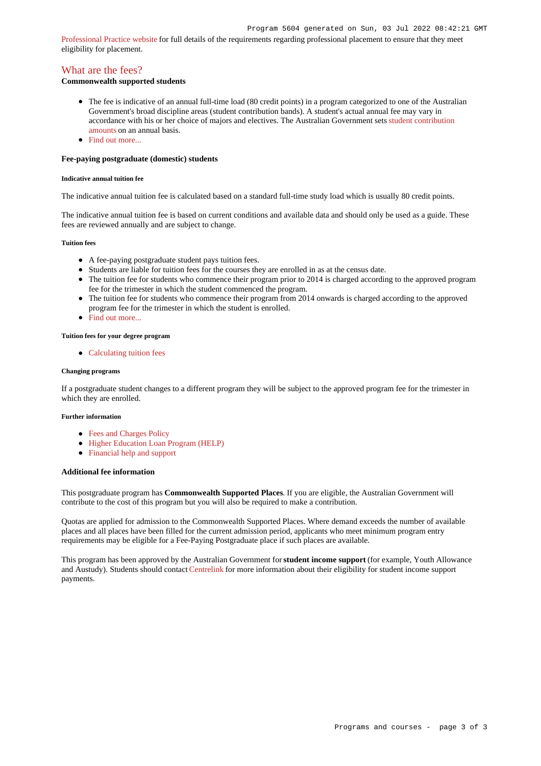Professional Practice website for full details of the requirements regarding professional placement to ensure that they meet eligibility for placement.

## What are the fees?

**Commonwealth supported students**

- The fee is indicative of an annual full-time load (80 credit points) in a program categorized to one of the Australian Government's broad discipline areas (student contribution bands). A student's actual annual fee may vary in accordance with his or her choice of majors and electives. The Australian Government sets student contribution amounts on an annual basis.
- Find out more...

**Fee-paying postgraduate (domestic) students**

##### Indicative annual tuition fee

The indicative annual tuition fee is calculated based on a standard full-time study load which is usually 80 credit points.

The indicative annual tuition fee is based on current conditions and available data and should only be used as a guide. These fees are reviewed annually and are subject to change.

##### Tuition fees

- A fee-paying postgraduate student pays tuition fees.
- Students are liable for tuition fees for the courses they are enrolled in as at the census date.
- The tuition fee for students who commence their program prior to 2014 is charged according to the approved program fee for the trimester in which the student commenced the program.
- The tuition fee for students who commence their program from 2014 onwards is charged according to the approved program fee for the trimester in which the student is enrolled.
- Find out more...

##### Tuition fees for your degree program

- Calculating tuition fees

##### Changing programs

If a postgraduate student changes to a different program they will be subject to the approved program fee for the trimester in which they are enrolled.

##### Further information

- Fees and Charges Policy
- Higher Education Loan Program (HELP)
- Financial help and support

**Additional fee information**

This postgraduate program has **Commonwealth Supported Places**. If you are eligible, the Australian Government will contribute to the cost of this program but you will also be required to make a contribution.

Quotas are applied for admission to the Commonwealth Supported Places. Where demand exceeds the number of available places and all places have been filled for the current admission period, applicants who meet minimum program entry requirements may be eligible for a Fee-Paying Postgraduate place if such places are available.

This program has been approved by the Australian Government for **student income support** (for example, Youth Allowance and Austudy). Students should contact Centrelink for more information about their eligibility for student income support payments.